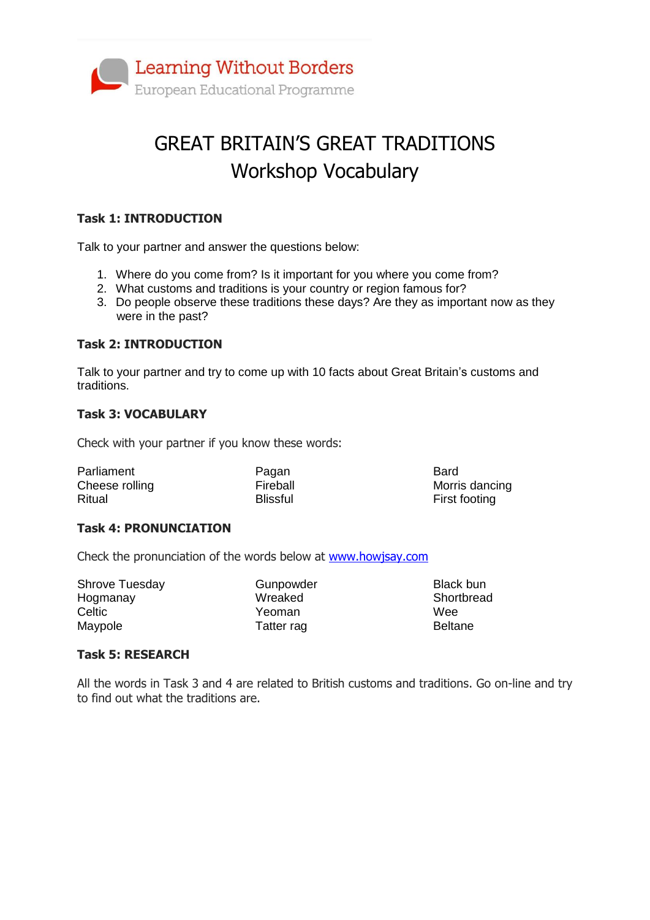Learning Without Borders
European Educational Programme

# GREAT BRITAIN'S GREAT TRADITIONS
## Workshop Vocabulary

**Task 1: INTRODUCTION**

Talk to your partner and answer the questions below:

1. Where do you come from? Is it important for you where you come from?
2. What customs and traditions is your country or region famous for?
3. Do people observe these traditions these days? Are they as important now as they were in the past?

**Task 2: INTRODUCTION**

Talk to your partner and try to come up with 10 facts about Great Britain's customs and traditions.

**Task 3: VOCABULARY**

Check with your partner if you know these words:

| | | |
|---|---|---|
| Parliament | Pagan | Bard |
| Cheese rolling | Fireball | Morris dancing |
| Ritual | Blissful | First footing |

**Task 4: PRONUNCIATION**

Check the pronunciation of the words below at www.howjsay.com

| | | |
|---|---|---|
| Shrove Tuesday | Gunpowder | Black bun |
| Hogmanay | Wreaked | Shortbread |
| Celtic | Yeoman | Wee |
| Maypole | Tatter rag | Beltane |

**Task 5: RESEARCH**

All the words in Task 3 and 4 are related to British customs and traditions. Go on-line and try to find out what the traditions are.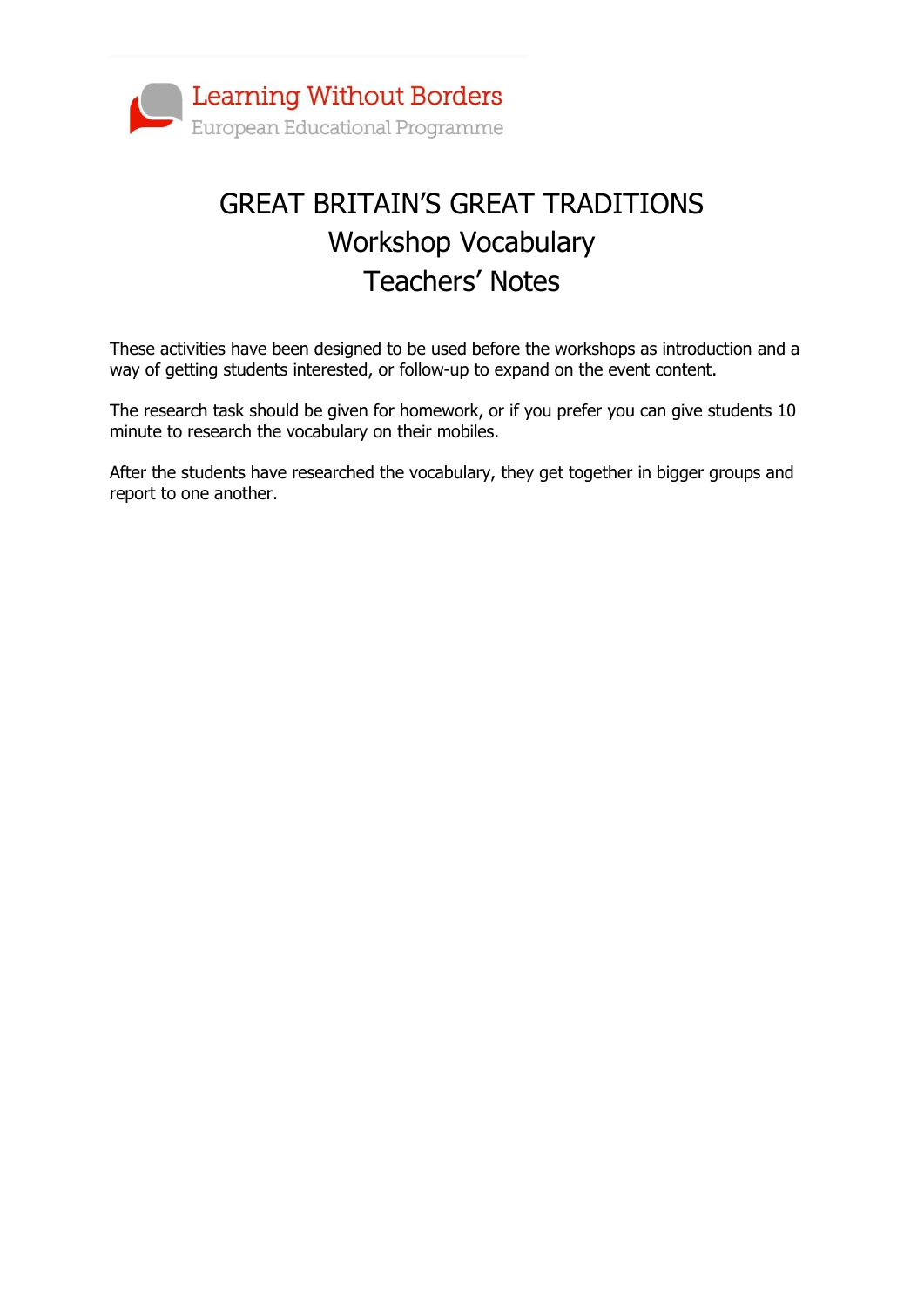Learning Without Borders
European Educational Programme

# GREAT BRITAIN'S GREAT TRADITIONS
## Workshop Vocabulary
## Teachers' Notes

These activities have been designed to be used before the workshops as introduction and a way of getting students interested, or follow-up to expand on the event content.

The research task should be given for homework, or if you prefer you can give students 10 minute to research the vocabulary on their mobiles.

After the students have researched the vocabulary, they get together in bigger groups and report to one another.